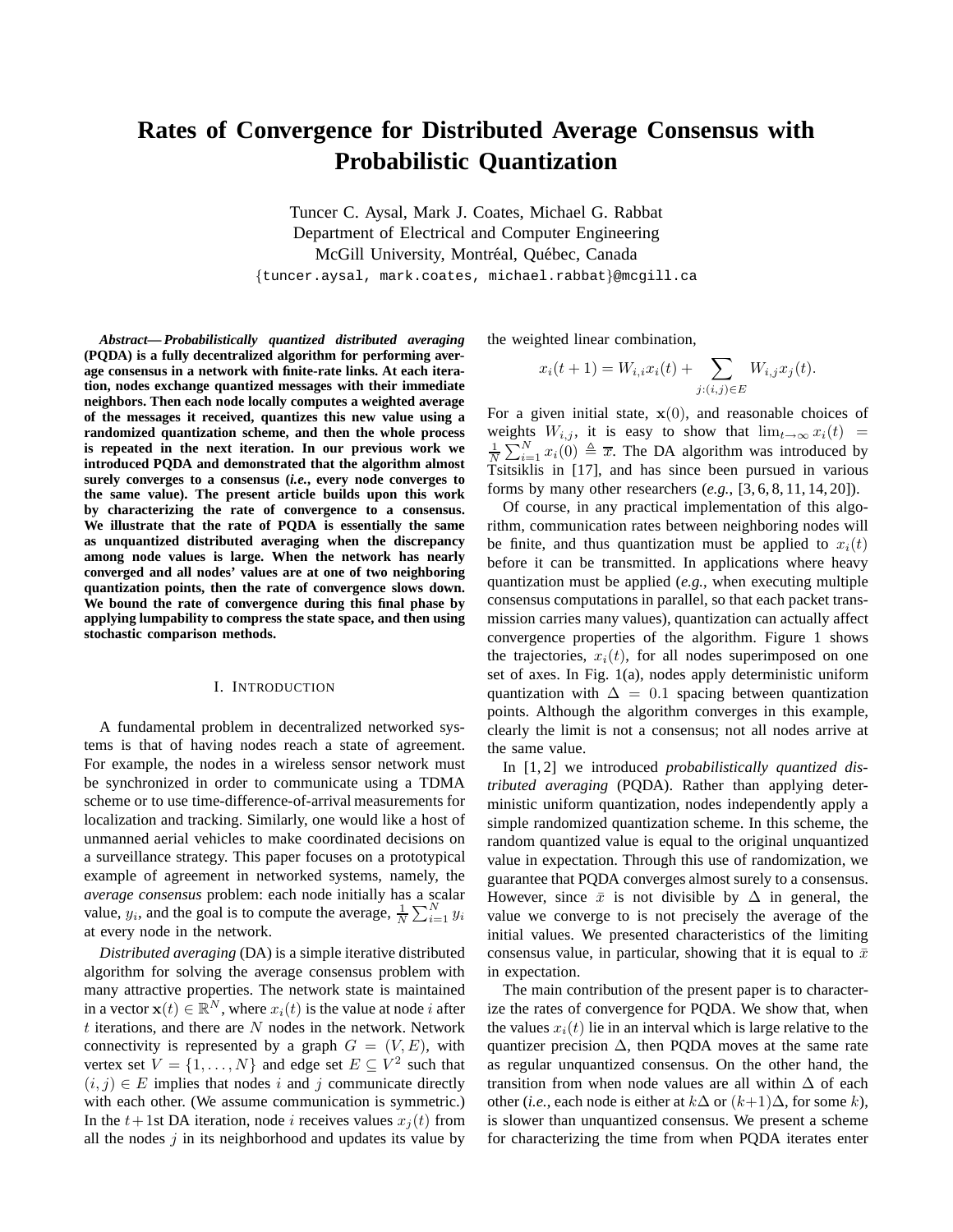# Rates of Convergence for Distributed Average Consensus with Probabilistic Quantization

Tuncer C. Aysal, Mark J. Coates, Michael G. Rabbat
Department of Electrical and Computer Engineering
McGill University, Montréal, Québec, Canada
{tuncer.aysal, mark.coates, michael.rabbat}@mcgill.ca

***Abstract*— Probabilistically quantized distributed averaging (PQDA) is a fully decentralized algorithm for performing average consensus in a network with finite-rate links. At each iteration, nodes exchange quantized messages with their immediate neighbors. Then each node locally computes a weighted average of the messages it received, quantizes this new value using a randomized quantization scheme, and then the whole process is repeated in the next iteration. In our previous work we introduced PQDA and demonstrated that the algorithm almost surely converges to a consensus (*i.e.*, every node converges to the same value). The present article builds upon this work by characterizing the rate of convergence to a consensus. We illustrate that the rate of PQDA is essentially the same as unquantized distributed averaging when the discrepancy among node values is large. When the network has nearly converged and all nodes' values are at one of two neighboring quantization points, then the rate of convergence slows down. We bound the rate of convergence during this final phase by applying lumpability to compress the state space, and then using stochastic comparison methods.**

## I. Introduction

A fundamental problem in decentralized networked systems is that of having nodes reach a state of agreement. For example, the nodes in a wireless sensor network must be synchronized in order to communicate using a TDMA scheme or to use time-difference-of-arrival measurements for localization and tracking. Similarly, one would like a host of unmanned aerial vehicles to make coordinated decisions on a surveillance strategy. This paper focuses on a prototypical example of agreement in networked systems, namely, the *average consensus* problem: each node initially has a scalar value, $y_i$, and the goal is to compute the average, $\frac{1}{N}\sum_{i=1}^{N} y_i$ at every node in the network.

*Distributed averaging* (DA) is a simple iterative distributed algorithm for solving the average consensus problem with many attractive properties. The network state is maintained in a vector $\mathbf{x}(t) \in \mathbb{R}^N$, where $x_i(t)$ is the value at node $i$ after $t$ iterations, and there are $N$ nodes in the network. Network connectivity is represented by a graph $G = (V, E)$, with vertex set $V = \{1, \dots, N\}$ and edge set $E \subseteq V^2$ such that $(i, j) \in E$ implies that nodes $i$ and $j$ communicate directly with each other. (We assume communication is symmetric.) In the $t+1$st DA iteration, node $i$ receives values $x_j(t)$ from all the nodes $j$ in its neighborhood and updates its value by the weighted linear combination,

$$x_i(t+1) = W_{i,i}x_i(t) + \sum_{j:(i,j)\in E} W_{i,j}x_j(t).$$

For a given initial state, $\mathbf{x}(0)$, and reasonable choices of weights $W_{i,j}$, it is easy to show that $\lim_{t\to\infty} x_i(t) = \frac{1}{N}\sum_{i=1}^{N} x_i(0) \triangleq \overline{x}$. The DA algorithm was introduced by Tsitsiklis in [17], and has since been pursued in various forms by many other researchers (*e.g.*, [3, 6, 8, 11, 14, 20]).

Of course, in any practical implementation of this algorithm, communication rates between neighboring nodes will be finite, and thus quantization must be applied to $x_i(t)$ before it can be transmitted. In applications where heavy quantization must be applied (*e.g.*, when executing multiple consensus computations in parallel, so that each packet transmission carries many values), quantization can actually affect convergence properties of the algorithm. Figure 1 shows the trajectories, $x_i(t)$, for all nodes superimposed on one set of axes. In Fig. 1(a), nodes apply deterministic uniform quantization with $\Delta = 0.1$ spacing between quantization points. Although the algorithm converges in this example, clearly the limit is not a consensus; not all nodes arrive at the same value.

In [1, 2] we introduced *probabilistically quantized distributed averaging* (PQDA). Rather than applying deterministic uniform quantization, nodes independently apply a simple randomized quantization scheme. In this scheme, the random quantized value is equal to the original unquantized value in expectation. Through this use of randomization, we guarantee that PQDA converges almost surely to a consensus. However, since $\bar{x}$ is not divisible by $\Delta$ in general, the value we converge to is not precisely the average of the initial values. We presented characteristics of the limiting consensus value, in particular, showing that it is equal to $\bar{x}$ in expectation.

The main contribution of the present paper is to characterize the rates of convergence for PQDA. We show that, when the values $x_i(t)$ lie in an interval which is large relative to the quantizer precision $\Delta$, then PQDA moves at the same rate as regular unquantized consensus. On the other hand, the transition from when node values are all within $\Delta$ of each other (*i.e.*, each node is either at $k\Delta$ or $(k+1)\Delta$, for some $k$), is slower than unquantized consensus. We present a scheme for characterizing the time from when PQDA iterates enter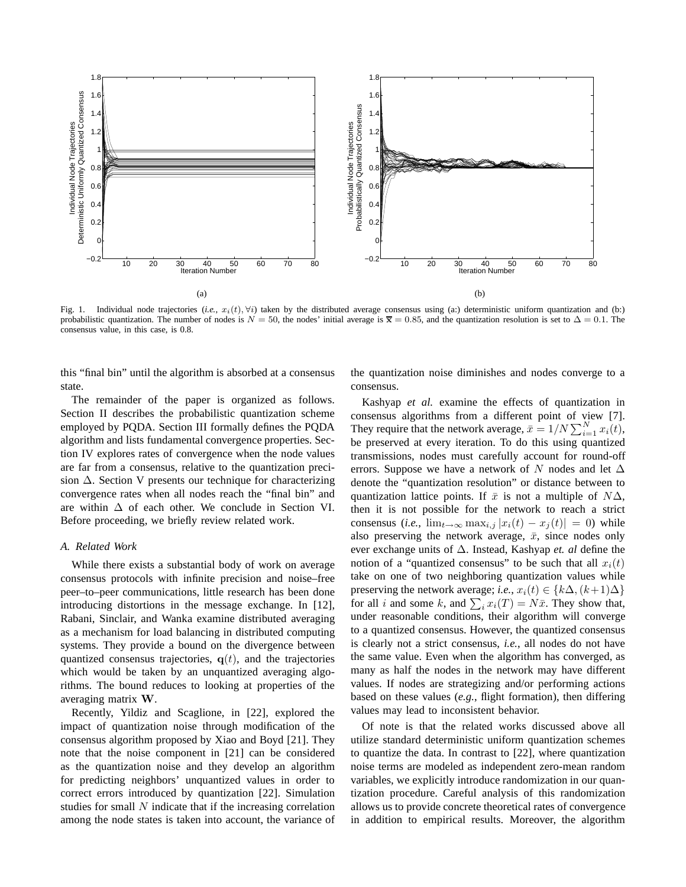Fig. 1. Individual node trajectories (*i.e.*, $x_i(t), \forall i$) taken by the distributed average consensus using (a:) deterministic uniform quantization and (b:) probabilistic quantization. The number of nodes is $N = 50$, the nodes' initial average is $\overline{\mathbf{x}} = 0.85$, and the quantization resolution is set to $\Delta = 0.1$. The consensus value, in this case, is 0.8.

this "final bin" until the algorithm is absorbed at a consensus state.

The remainder of the paper is organized as follows. Section II describes the probabilistic quantization scheme employed by PQDA. Section III formally defines the PQDA algorithm and lists fundamental convergence properties. Section IV explores rates of convergence when the node values are far from a consensus, relative to the quantization precision $\Delta$. Section V presents our technique for characterizing convergence rates when all nodes reach the "final bin" and are within $\Delta$ of each other. We conclude in Section VI. Before proceeding, we briefly review related work.

### A. Related Work

While there exists a substantial body of work on average consensus protocols with infinite precision and noise–free peer–to–peer communications, little research has been done introducing distortions in the message exchange. In [12], Rabani, Sinclair, and Wanka examine distributed averaging as a mechanism for load balancing in distributed computing systems. They provide a bound on the divergence between quantized consensus trajectories, $\mathbf{q}(t)$, and the trajectories which would be taken by an unquantized averaging algorithms. The bound reduces to looking at properties of the averaging matrix $\mathbf{W}$.

Recently, Yildiz and Scaglione, in [22], explored the impact of quantization noise through modification of the consensus algorithm proposed by Xiao and Boyd [21]. They note that the noise component in [21] can be considered as the quantization noise and they develop an algorithm for predicting neighbors' unquantized values in order to correct errors introduced by quantization [22]. Simulation studies for small $N$ indicate that if the increasing correlation among the node states is taken into account, the variance of the quantization noise diminishes and nodes converge to a consensus.

Kashyap *et al.* examine the effects of quantization in consensus algorithms from a different point of view [7]. They require that the network average, $\bar{x} = 1/N \sum_{i=1}^{N} x_i(t)$, be preserved at every iteration. To do this using quantized transmissions, nodes must carefully account for round-off errors. Suppose we have a network of $N$ nodes and let $\Delta$ denote the "quantization resolution" or distance between to quantization lattice points. If $\bar{x}$ is not a multiple of $N\Delta$, then it is not possible for the network to reach a strict consensus (*i.e.*, $\lim_{t\to\infty} \max_{i,j} |x_i(t) - x_j(t)| = 0$) while also preserving the network average, $\bar{x}$, since nodes only ever exchange units of $\Delta$. Instead, Kashyap *et. al* define the notion of a "quantized consensus" to be such that all $x_i(t)$ take on one of two neighboring quantization values while preserving the network average; *i.e.*, $x_i(t) \in \{k\Delta, (k+1)\Delta\}$ for all $i$ and some $k$, and $\sum_i x_i(T) = N\bar{x}$. They show that, under reasonable conditions, their algorithm will converge to a quantized consensus. However, the quantized consensus is clearly not a strict consensus, *i.e.*, all nodes do not have the same value. Even when the algorithm has converged, as many as half the nodes in the network may have different values. If nodes are strategizing and/or performing actions based on these values (*e.g.*, flight formation), then differing values may lead to inconsistent behavior.

Of note is that the related works discussed above all utilize standard deterministic uniform quantization schemes to quantize the data. In contrast to [22], where quantization noise terms are modeled as independent zero-mean random variables, we explicitly introduce randomization in our quantization procedure. Careful analysis of this randomization allows us to provide concrete theoretical rates of convergence in addition to empirical results. Moreover, the algorithm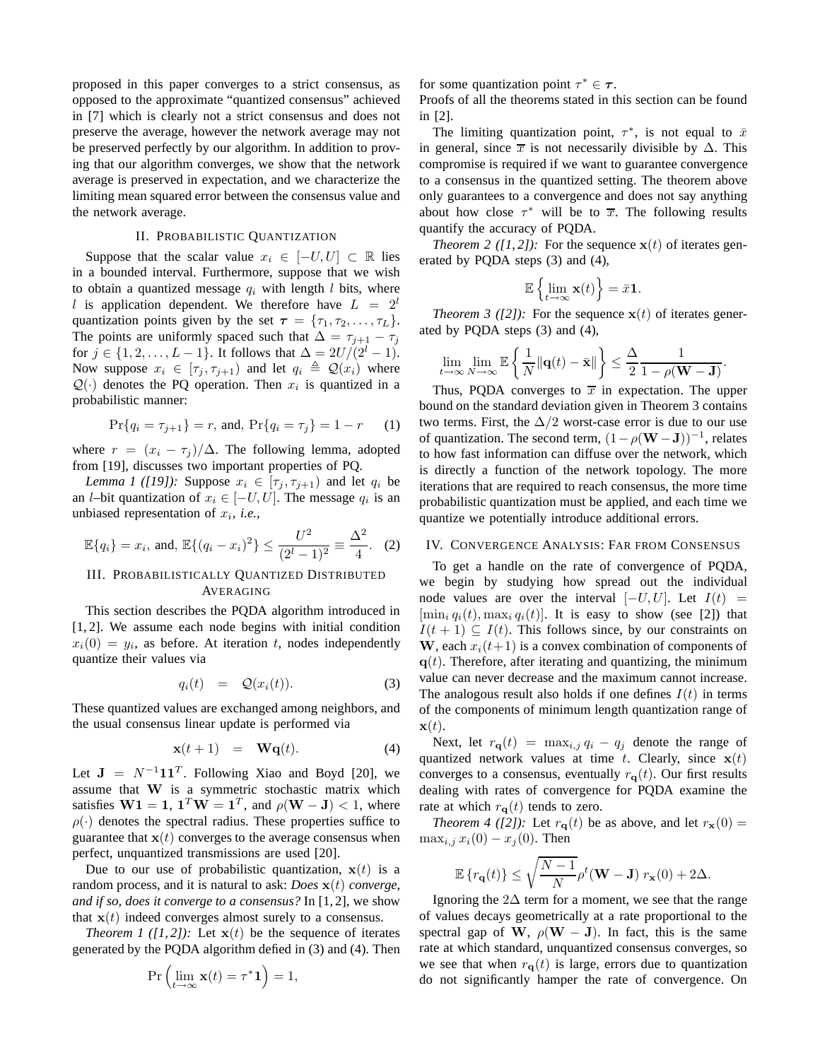proposed in this paper converges to a strict consensus, as opposed to the approximate "quantized consensus" achieved in [7] which is clearly not a strict consensus and does not preserve the average, however the network average may not be preserved perfectly by our algorithm. In addition to proving that our algorithm converges, we show that the network average is preserved in expectation, and we characterize the limiting mean squared error between the consensus value and the network average.

## II. Probabilistic Quantization

Suppose that the scalar value $x_i \in [-U, U] \subset \mathbb{R}$ lies in a bounded interval. Furthermore, suppose that we wish to obtain a quantized message $q_i$ with length $l$ bits, where $l$ is application dependent. We therefore have $L = 2^l$ quantization points given by the set $\boldsymbol{\tau} = \{\tau_1, \tau_2, \ldots, \tau_L\}$. The points are uniformly spaced such that $\Delta = \tau_{j+1} - \tau_j$ for $j \in \{1, 2, \ldots, L-1\}$. It follows that $\Delta = 2U/(2^l - 1)$. Now suppose $x_i \in [\tau_j, \tau_{j+1})$ and let $q_i \triangleq \mathcal{Q}(x_i)$ where $\mathcal{Q}(\cdot)$ denotes the PQ operation. Then $x_i$ is quantized in a probabilistic manner:

$$\Pr\{q_i = \tau_{j+1}\} = r, \text{ and, } \Pr\{q_i = \tau_j\} = 1 - r \tag{1}$$

where $r = (x_i - \tau_j)/\Delta$. The following lemma, adopted from [19], discusses two important properties of PQ.

*Lemma 1 ([19]):* Suppose $x_i \in [\tau_j, \tau_{j+1})$ and let $q_i$ be an $l$–bit quantization of $x_i \in [-U, U]$. The message $q_i$ is an unbiased representation of $x_i$, *i.e.*,

$$\mathbb{E}\{q_i\} = x_i, \text{ and, } \mathbb{E}\{(q_i - x_i)^2\} \le \frac{U^2}{(2^l - 1)^2} \equiv \frac{\Delta^2}{4}. \tag{2}$$

## III. Probabilistically Quantized Distributed Averaging

This section describes the PQDA algorithm introduced in [1, 2]. We assume each node begins with initial condition $x_i(0) = y_i$, as before. At iteration $t$, nodes independently quantize their values via

$$q_i(t) \quad = \quad \mathcal{Q}(x_i(t)). \tag{3}$$

These quantized values are exchanged among neighbors, and the usual consensus linear update is performed via

$$\mathbf{x}(t+1) \quad = \quad \mathbf{W}\mathbf{q}(t). \tag{4}$$

Let $\mathbf{J} = N^{-1}\mathbf{1}\mathbf{1}^T$. Following Xiao and Boyd [20], we assume that $\mathbf{W}$ is a symmetric stochastic matrix which satisfies $\mathbf{W}\mathbf{1} = \mathbf{1}$, $\mathbf{1}^T\mathbf{W} = \mathbf{1}^T$, and $\rho(\mathbf{W} - \mathbf{J}) < 1$, where $\rho(\cdot)$ denotes the spectral radius. These properties suffice to guarantee that $\mathbf{x}(t)$ converges to the average consensus when perfect, unquantized transmissions are used [20].

Due to our use of probabilistic quantization, $\mathbf{x}(t)$ is a random process, and it is natural to ask: *Does* $\mathbf{x}(t)$ *converge, and if so, does it converge to a consensus?* In [1, 2], we show that $\mathbf{x}(t)$ indeed converges almost surely to a consensus.

*Theorem 1 ([1, 2]):* Let $\mathbf{x}(t)$ be the sequence of iterates generated by the PQDA algorithm defied in (3) and (4). Then

$$\Pr\left(\lim_{t\to\infty} \mathbf{x}(t) = \tau^*\mathbf{1}\right) = 1,$$

for some quantization point $\tau^* \in \boldsymbol{\tau}$.

Proofs of all the theorems stated in this section can be found in [2].

The limiting quantization point, $\tau^*$, is not equal to $\bar{x}$ in general, since $\overline{x}$ is not necessarily divisible by $\Delta$. This compromise is required if we want to guarantee convergence to a consensus in the quantized setting. The theorem above only guarantees to a convergence and does not say anything about how close $\tau^*$ will be to $\overline{x}$. The following results quantify the accuracy of PQDA.

*Theorem 2 ([1, 2]):* For the sequence $\mathbf{x}(t)$ of iterates generated by PQDA steps (3) and (4),

$$\mathbb{E}\left\{\lim_{t\to\infty} \mathbf{x}(t)\right\} = \bar{x}\mathbf{1}.$$

*Theorem 3 ([2]):* For the sequence $\mathbf{x}(t)$ of iterates generated by PQDA steps (3) and (4),

$$\lim_{t\to\infty} \lim_{N\to\infty} \mathbb{E}\left\{\frac{1}{N}\|\mathbf{q}(t) - \bar{\mathbf{x}}\|\right\} \le \frac{\Delta}{2} \frac{1}{1 - \rho(\mathbf{W} - \mathbf{J})}.$$

Thus, PQDA converges to $\overline{x}$ in expectation. The upper bound on the standard deviation given in Theorem 3 contains two terms. First, the $\Delta/2$ worst-case error is due to our use of quantization. The second term, $(1 - \rho(\mathbf{W} - \mathbf{J}))^{-1}$, relates to how fast information can diffuse over the network, which is directly a function of the network topology. The more iterations that are required to reach consensus, the more time probabilistic quantization must be applied, and each time we quantize we potentially introduce additional errors.

## IV. Convergence Analysis: Far from Consensus

To get a handle on the rate of convergence of PQDA, we begin by studying how spread out the individual node values are over the interval $[-U, U]$. Let $I(t) = [\min_i q_i(t), \max_i q_i(t)]$. It is easy to show (see [2]) that $I(t+1) \subseteq I(t)$. This follows since, by our constraints on $\mathbf{W}$, each $x_i(t+1)$ is a convex combination of components of $\mathbf{q}(t)$. Therefore, after iterating and quantizing, the minimum value can never decrease and the maximum cannot increase. The analogous result also holds if one defines $I(t)$ in terms of the components of minimum length quantization range of $\mathbf{x}(t)$.

Next, let $r_{\mathbf{q}}(t) = \max_{i,j} q_i - q_j$ denote the range of quantized network values at time $t$. Clearly, since $\mathbf{x}(t)$ converges to a consensus, eventually $r_{\mathbf{q}}(t)$. Our first results dealing with rates of convergence for PQDA examine the rate at which $r_{\mathbf{q}}(t)$ tends to zero.

*Theorem 4 ([2]):* Let $r_{\mathbf{q}}(t)$ be as above, and let $r_{\mathbf{x}}(0) = \max_{i,j} x_i(0) - x_j(0)$. Then

$$\mathbb{E}\{r_{\mathbf{q}}(t)\} \le \sqrt{\frac{N-1}{N}} \rho^t(\mathbf{W} - \mathbf{J})\, r_{\mathbf{x}}(0) + 2\Delta.$$

Ignoring the $2\Delta$ term for a moment, we see that the range of values decays geometrically at a rate proportional to the spectral gap of $\mathbf{W}$, $\rho(\mathbf{W} - \mathbf{J})$. In fact, this is the same rate at which standard, unquantized consensus converges, so we see that when $r_{\mathbf{q}}(t)$ is large, errors due to quantization do not significantly hamper the rate of convergence. On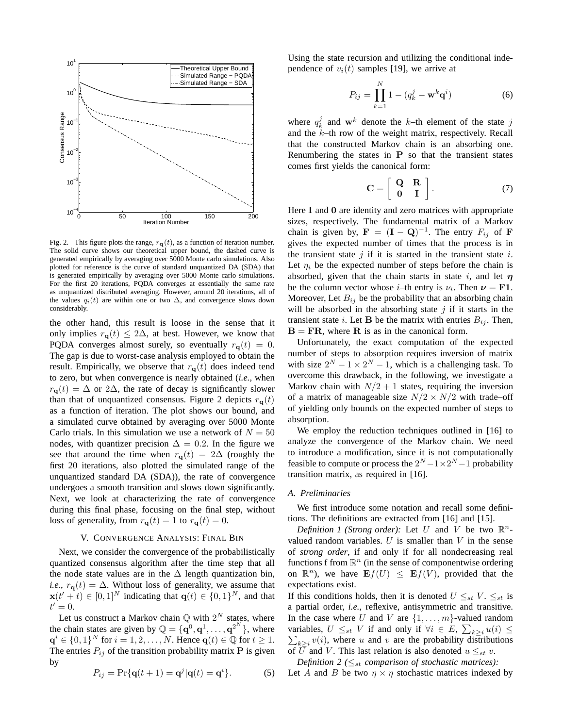Fig. 2. This figure plots the range, $r_{\mathbf{q}}(t)$, as a function of iteration number. The solid curve shows our theoretical upper bound, the dashed curve is generated empirically by averaging over 5000 Monte carlo simulations. Also plotted for reference is the curve of standard unquantized DA (SDA) that is generated empirically by averaging over 5000 Monte carlo simulations. For the first 20 iterations, PQDA converges at essentially the same rate as unquantized distributed averaging. However, around 20 iterations, all of the values $q_i(t)$ are within one or two $\Delta$, and convergence slows down considerably.

the other hand, this result is loose in the sense that it only implies $r_{\mathbf{q}}(t) \leq 2\Delta$, at best. However, we know that PQDA converges almost surely, so eventually $r_{\mathbf{q}}(t) = 0$. The gap is due to worst-case analysis employed to obtain the result. Empirically, we observe that $r_{\mathbf{q}}(t)$ does indeed tend to zero, but when convergence is nearly obtained (*i.e.*, when $r_{\mathbf{q}}(t) = \Delta$ or $2\Delta$, the rate of decay is significantly slower than that of unquantized consensus. Figure 2 depicts $r_{\mathbf{q}}(t)$ as a function of iteration. The plot shows our bound, and a simulated curve obtained by averaging over 5000 Monte Carlo trials. In this simulation we use a network of $N = 50$ nodes, with quantizer precision $\Delta = 0.2$. In the figure we see that around the time when $r_{\mathbf{q}}(t) = 2\Delta$ (roughly the first 20 iterations, also plotted the simulated range of the unquantized standard DA (SDA)), the rate of convergence undergoes a smooth transition and slows down significantly. Next, we look at characterizing the rate of convergence during this final phase, focusing on the final step, without loss of generality, from $r_{\mathbf{q}}(t) = 1$ to $r_{\mathbf{q}}(t) = 0$.

## V. Convergence Analysis: Final Bin

Next, we consider the convergence of the probabilistically quantized consensus algorithm after the time step that all the node state values are in the $\Delta$ length quantization bin, *i.e.*, $r_{\mathbf{q}}(t) = \Delta$. Without loss of generality, we assume that $\mathbf{x}(t' + t) \in [0, 1]^N$ indicating that $\mathbf{q}(t) \in \{0, 1\}^N$, and that $t' = 0$.

Let us construct a Markov chain $\mathbb{Q}$ with $2^N$ states, where the chain states are given by $\mathbb{Q} = \{\mathbf{q}^0, \mathbf{q}^1, \ldots, \mathbf{q}^{2^N}\}$, where $\mathbf{q}^i \in \{0, 1\}^N$ for $i = 1, 2, \ldots, N$. Hence $\mathbf{q}(t) \in \mathbb{Q}$ for $t \geq 1$. The entries $P_{ij}$ of the transition probability matrix $\mathbf{P}$ is given by

$$P_{ij} = \Pr\{\mathbf{q}(t+1) = \mathbf{q}^j | \mathbf{q}(t) = \mathbf{q}^i\}. \tag{5}$$

Using the state recursion and utilizing the conditional independence of $v_i(t)$ samples [19], we arrive at

$$P_{ij} = \prod_{k=1}^{N} 1 - (q_k^j - \mathbf{w}^k \mathbf{q}^i) \tag{6}$$

where $q_k^j$ and $\mathbf{w}^k$ denote the $k$–th element of the state $j$ and the $k$–th row of the weight matrix, respectively. Recall that the constructed Markov chain is an absorbing one. Renumbering the states in $\mathbf{P}$ so that the transient states comes first yields the canonical form:

$$\mathbf{C} = \begin{bmatrix} \mathbf{Q} & \mathbf{R} \\ \mathbf{0} & \mathbf{I} \end{bmatrix}. \tag{7}$$

Here $\mathbf{I}$ and $\mathbf{0}$ are identity and zero matrices with appropriate sizes, respectively. The fundamental matrix of a Markov chain is given by, $\mathbf{F} = (\mathbf{I} - \mathbf{Q})^{-1}$. The entry $F_{ij}$ of $\mathbf{F}$ gives the expected number of times that the process is in the transient state $j$ if it is started in the transient state $i$. Let $\eta_i$ be the expected number of steps before the chain is absorbed, given that the chain starts in state $i$, and let $\boldsymbol{\eta}$ be the column vector whose $i$–th entry is $\nu_i$. Then $\boldsymbol{\nu} = \mathbf{F}\mathbf{1}$. Moreover, Let $B_{ij}$ be the probability that an absorbing chain will be absorbed in the absorbing state $j$ if it starts in the transient state $i$. Let $\mathbf{B}$ be the matrix with entries $B_{ij}$. Then, $\mathbf{B} = \mathbf{F}\mathbf{R}$, where $\mathbf{R}$ is as in the canonical form.

Unfortunately, the exact computation of the expected number of steps to absorption requires inversion of matrix with size $2^N - 1 \times 2^N - 1$, which is a challenging task. To overcome this drawback, in the following, we investigate a Markov chain with $N/2 + 1$ states, requiring the inversion of a matrix of manageable size $N/2 \times N/2$ with trade–off of yielding only bounds on the expected number of steps to absorption.

We employ the reduction techniques outlined in [16] to analyze the convergence of the Markov chain. We need to introduce a modification, since it is not computationally feasible to compute or process the $2^N - 1 \times 2^N - 1$ probability transition matrix, as required in [16].

### A. Preliminaries

We first introduce some notation and recall some definitions. The definitions are extracted from [16] and [15].

*Definition 1 (Strong order):* Let $U$ and $V$ be two $\mathbb{R}^n$-valued random variables. $U$ is smaller than $V$ in the sense of *strong order*, if and only if for all nondecreasing real functions f from $\mathbb{R}^n$ (in the sense of componentwise ordering on $\mathbb{R}^n$), we have $\mathbf{E}f(U) \leq \mathbf{E}f(V)$, provided that the expectations exist.

If this conditions holds, then it is denoted $U \leq_{st} V$. $\leq_{st}$ is a partial order, *i.e.*, reflexive, antisymmetric and transitive. In the case where $U$ and $V$ are $\{1, \ldots, m\}$-valued random variables, $U \leq_{st} V$ if and only if $\forall i \in E$, $\sum_{k \geq i} u(i) \leq \sum_{k \geq i} v(i)$, where $u$ and $v$ are the probability distributions of $U$ and $V$. This last relation is also denoted $u \leq_{st} v$.

*Definition 2 ($\leq_{st}$ comparison of stochastic matrices):* Let $A$ and $B$ be two $\eta \times \eta$ stochastic matrices indexed by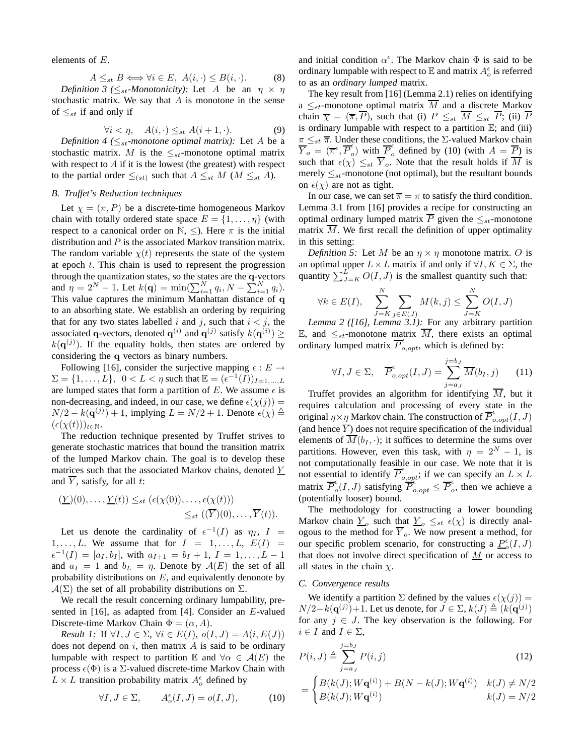elements of $E$.

$$A \leq_{st} B \iff \forall i \in E,\ A(i,\cdot) \leq B(i,\cdot). \tag{8}$$

*Definition 3 ($\leq_{st}$-Monotonicity):* Let $A$ be an $\eta \times \eta$ stochastic matrix. We say that $A$ is monotone in the sense of $\leq_{st}$ if and only if

$$\forall i < \eta, \quad A(i,\cdot) \leq_{st} A(i+1,\cdot). \tag{9}$$

*Definition 4 ($\leq_{st}$-monotone optimal matrix):* Let $A$ be a stochastic matrix. $M$ is the $\leq_{st}$-monotone optimal matrix with respect to $A$ if it is the lowest (the greatest) with respect to the partial order $\leq_{(st)}$ such that $A \leq_{st} M$ ($M \leq_{st} A$).

### B. Truffet's Reduction techniques

Let $\chi = (\pi, P)$ be a discrete-time homogeneous Markov chain with totally ordered state space $E = \{1, \ldots, \eta\}$ (with respect to a canonical order on $\mathbb{N}$, $\leq$). Here $\pi$ is the initial distribution and $P$ is the associated Markov transition matrix. The random variable $\chi(t)$ represents the state of the system at epoch $t$. This chain is used to represent the progression through the quantization states, so the states are the $\mathbf{q}$-vectors and $\eta = 2^N - 1$. Let $k(\mathbf{q}) = \min(\sum_{i=1}^N q_i, N - \sum_{i=1}^N q_i)$. This value captures the minimum Manhattan distance of $\mathbf{q}$ to an absorbing state. We establish an ordering by requiring that for any two states labelled $i$ and $j$, such that $i < j$, the associated $\mathbf{q}$-vectors, denoted $\mathbf{q}^{(i)}$ and $\mathbf{q}^{(j)}$ satisfy $k(\mathbf{q}^{(i)}) \geq k(\mathbf{q}^{(j)})$. If the equality holds, then states are ordered by considering the $\mathbf{q}$ vectors as binary numbers.

Following [16], consider the surjective mapping $\epsilon : E \to \Sigma = \{1, \ldots, L\},\ 0 < L < \eta$ such that $\mathbb{E} = (\epsilon^{-1}(I))_{I=1,\ldots,L}$ are lumped states that form a partition of $E$. We assume $\epsilon$ is non-decreasing, and indeed, in our case, we define $\epsilon(\chi(j)) = N/2 - k(\mathbf{q}^{(j)}) + 1$, implying $L = N/2 + 1$. Denote $\epsilon(\chi) \triangleq (\epsilon(\chi(t)))_{t \in \mathbb{N}}$.

The reduction technique presented by Truffet strives to generate stochastic matrices that bound the transition matrix of the lumped Markov chain. The goal is to develop these matrices such that the associated Markov chains, denoted $\underline{Y}$ and $\overline{Y}$, satisfy, for all $t$:

$$\begin{aligned}(\underline{Y})(0), \ldots, \underline{Y}(t)) &\leq_{st} (\epsilon(\chi(0)), \ldots, \epsilon(\chi(t))) \\ &\leq_{st} ((\overline{Y})(0), \ldots, \overline{Y}(t)).\end{aligned}$$

Let us denote the cardinality of $\epsilon^{-1}(I)$ as $\eta_I$, $I = 1, \ldots, L$. We assume that for $I = 1, \ldots, L$, $E(I) = \epsilon^{-1}(I) = [a_I, b_I]$, with $a_{I+1} = b_I + 1$, $I = 1, \ldots, L-1$ and $a_I = 1$ and $b_L = \eta$. Denote by $\mathcal{A}(E)$ the set of all probability distributions on $E$, and equivalently denonote by $\mathcal{A}(\Sigma)$ the set of all probability distributions on $\Sigma$.

We recall the result concerning ordinary lumpability, presented in [16], as adapted from [4]. Consider an $E$-valued Discrete-time Markov Chain $\Phi = (\alpha, A)$.

*Result 1:* If $\forall I, J \in \Sigma$, $\forall i \in E(I)$, $o(I,J) = A(i, E(J))$ does not depend on $i$, then matrix $A$ is said to be ordinary lumpable with respect to partition $\mathbb{E}$ and $\forall \alpha \in \mathcal{A}(E)$ the process $\epsilon(\Phi)$ is a $\Sigma$-valued discrete-time Markov Chain with $L \times L$ transition probability matrix $A_o^\epsilon$ defined by

$$\forall I, J \in \Sigma, \qquad A_o^\epsilon(I,J) = o(I,J), \tag{10}$$

and initial condition $\alpha^\epsilon$. The Markov chain $\Phi$ is said to be ordinary lumpable with respect to $\mathbb{E}$ and matrix $A_o^\epsilon$ is referred to as an *ordinary lumped* matrix.

The key result from [16] (Lemma 2.1) relies on identifying a $\leq_{st}$-monotone optimal matrix $\overline{M}$ and a discrete Markov chain $\overline{\chi} = (\overline{\pi}, \overline{P})$, such that (i) $P \leq_{st} \overline{M} \leq_{st} \overline{P}$; (ii) $\overline{P}$ is ordinary lumpable with respect to a partition $\mathbb{E}$; and (iii) $\pi \leq_{st} \overline{\pi}$. Under these conditions, the $\Sigma$-valued Markov chain $\overline{Y}_o = (\overline{\pi}^\epsilon, \overline{P}_o^\epsilon)$ with $\overline{P}_o^\epsilon$ defined by (10) (with $A = \overline{P}$) is such that $\epsilon(\chi) \leq_{st} \overline{Y}_o$. Note that the result holds if $\overline{M}$ is merely $\leq_{st}$-monotone (not optimal), but the resultant bounds on $\epsilon(\chi)$ are not as tight.

In our case, we can set $\overline{\pi} = \pi$ to satisfy the third condition. Lemma 3.1 from [16] provides a recipe for constructing an optimal ordinary lumped matrix $\overline{P}$ given the $\leq_{st}$-monotone matrix $\overline{M}$. We first recall the definition of upper optimality in this setting:

*Definition 5:* Let $M$ be an $\eta \times \eta$ monotone matrix. $O$ is an optimal upper $L \times L$ matrix if and only if $\forall I, K \in \Sigma$, the quantity $\sum_{J=K}^{L} O(I,J)$ is the smallest quantity such that:

$$\forall k \in E(I), \quad \sum_{J=K}^{N} \sum_{j \in E(J)} M(k,j) \leq \sum_{J=K}^{N} O(I,J)$$

*Lemma 2 ([16], Lemma 3.1):* For any arbitrary partition $\mathbb{E}$, and $\leq_{st}$-monotone matrix $\overline{M}$, there exists an optimal ordinary lumped matrix $\overline{P}^\epsilon_{o,opt}$, which is defined by:

$$\forall I, J \in \Sigma, \quad \overline{P}^\epsilon_{o,opt}(I,J) = \sum_{j=a_J}^{j=b_J} \overline{M}(b_I, j) \tag{11}$$

Truffet provides an algorithm for identifying $\overline{M}$, but it requires calculation and processing of every state in the original $\eta \times \eta$ Markov chain. The construction of $\overline{P}^\epsilon_{o,opt}(I,J)$ (and hence $\overline{Y}$) does not require specification of the individual elements of $\overline{M}(b_I, \cdot)$; it suffices to determine the sums over partitions. However, even this task, with $\eta = 2^N - 1$, is not computationally feasible in our case. We note that it is not essential to identify $\overline{P}^\epsilon_{o,opt}$; if we can specify an $L \times L$ matrix $\overline{P}^\epsilon_o(I,J)$ satisfying $\overline{P}^\epsilon_{o,opt} \leq \overline{P}^\epsilon_o$, then we achieve a (potentially looser) bound.

The methodology for constructing a lower bounding Markov chain $\underline{Y}_o$ such that $\underline{Y}_o \leq_{st} \epsilon(\chi)$ is directly analogous to the method for $\overline{Y}_o$. We now present a method, for our specific problem scenario, for constructing a $\underline{P}^\epsilon_o(I,J)$ that does not involve direct specification of $\underline{M}$ or access to all states in the chain $\chi$.

### C. Convergence results

We identify a partition $\Sigma$ defined by the values $\epsilon(\chi(j)) = N/2 - k(\mathbf{q}^{(j)}) + 1$. Let us denote, for $J \in \Sigma$, $k(J) \triangleq (k(\mathbf{q}^{(j)})$ for any $j \in J$. The key observation is the following. For $i \in I$ and $I \in \Sigma$,

$$P(i,J) \triangleq \sum_{j=a_J}^{j=b_J} P(i,j) \tag{12}$$

$$= \begin{cases} B(k(J); W\mathbf{q}^{(i)}) + B(N-k(J); W\mathbf{q}^{(i)}) & k(J) \neq N/2 \\ B(k(J); W\mathbf{q}^{(i)}) & k(J) = N/2 \end{cases}$$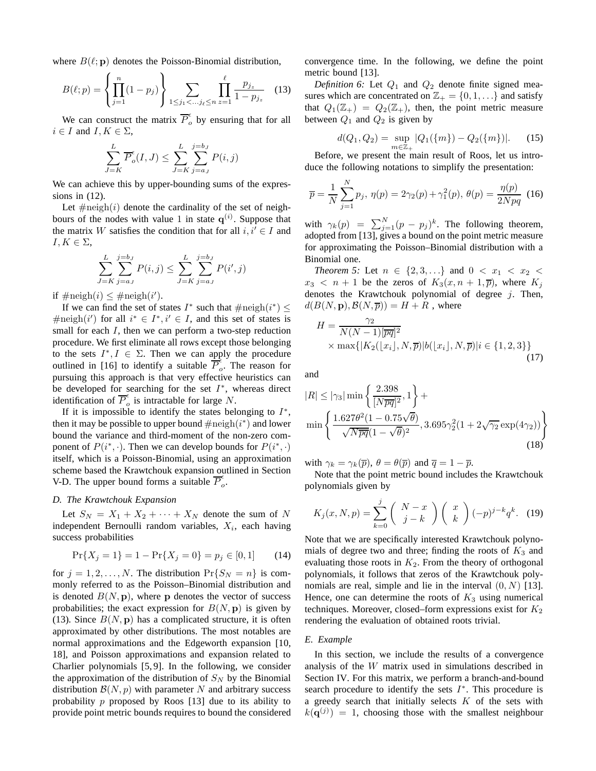where $B(\ell;\mathbf{p})$ denotes the Poisson-Binomial distribution,

$$B(\ell;p) = \left\{\prod_{j=1}^{n}(1-p_j)\right\} \sum_{1\le j_1<\ldots j_\ell \le n} \prod_{z=1}^{\ell} \frac{p_{j_z}}{1-p_{j_z}} \quad (13)$$

We can construct the matrix $\overline{P}_o^{\epsilon}$ by ensuring that for all $i \in I$ and $I, K \in \Sigma$,

$$\sum_{J=K}^{L} \overline{P}_o^{\epsilon}(I,J) \le \sum_{J=K}^{L} \sum_{j=a_J}^{j=b_J} P(i,j)$$

We can achieve this by upper-bounding sums of the expressions in (12).

Let $\#\text{neigh}(i)$ denote the cardinality of the set of neighbours of the nodes with value 1 in state $\mathbf{q}^{(i)}$. Suppose that the matrix $W$ satisfies the condition that for all $i, i' \in I$ and $I, K \in \Sigma$,

$$\sum_{J=K}^{L} \sum_{j=a_J}^{j=b_J} P(i,j) \le \sum_{J=K}^{L} \sum_{j=a_J}^{j=b_J} P(i',j)$$

if $\#\text{neigh}(i) \le \#\text{neigh}(i')$.

If we can find the set of states $I^*$ such that $\#\text{neigh}(i^*) \le \#\text{neigh}(i')$ for all $i^* \in I^*, i' \in I$, and this set of states is small for each $I$, then we can perform a two-step reduction procedure. We first eliminate all rows except those belonging to the sets $I^*, I \in \Sigma$. Then we can apply the procedure outlined in [16] to identify a suitable $\overline{P}_o^{\epsilon}$. The reason for pursuing this approach is that very effective heuristics can be developed for searching for the set $I^*$, whereas direct identification of $\overline{P}_o^{\epsilon}$ is intractable for large $N$.

If it is impossible to identify the states belonging to $I^*$, then it may be possible to upper bound $\#\text{neigh}(i^*)$ and lower bound the variance and third-moment of the non-zero component of $P(i^*,\cdot)$. Then we can develop bounds for $P(i^*,\cdot)$ itself, which is a Poisson-Binomial, using an approximation scheme based the Krawtchouk expansion outlined in Section V-D. The upper bound forms a suitable $\overline{P}_o^{\epsilon}$.

### D. The Krawtchouk Expansion

Let $S_N = X_1 + X_2 + \cdots + X_N$ denote the sum of $N$ independent Bernoulli random variables, $X_i$, each having success probabilities

$$\Pr\{X_j = 1\} = 1 - \Pr\{X_j = 0\} = p_j \in [0,1] \qquad (14)$$

for $j = 1, 2, \ldots, N$. The distribution $\Pr\{S_N = n\}$ is commonly referred to as the Poisson–Binomial distribution and is denoted $B(N,\mathbf{p})$, where $\mathbf{p}$ denotes the vector of success probabilities; the exact expression for $B(N,\mathbf{p})$ is given by (13). Since $B(N,\mathbf{p})$ has a complicated structure, it is often approximated by other distributions. The most notables are normal approximations and the Edgeworth expansion [10, 18], and Poisson approximations and expansion related to Charlier polynomials [5, 9]. In the following, we consider the approximation of the distribution of $S_N$ by the Binomial distribution $\mathcal{B}(N,p)$ with parameter $N$ and arbitrary success probability $p$ proposed by Roos [13] due to its ability to provide point metric bounds requires to bound the considered convergence time. In the following, we define the point metric bound [13].

*Definition 6:* Let $Q_1$ and $Q_2$ denote finite signed measures which are concentrated on $\mathbb{Z}_+ = \{0,1,\ldots\}$ and satisfy that $Q_1(\mathbb{Z}_+) = Q_2(\mathbb{Z}_+)$, then, the point metric measure between $Q_1$ and $Q_2$ is given by

$$d(Q_1,Q_2) = \sup_{m\in\mathbb{Z}_+} |Q_1(\{m\}) - Q_2(\{m\})|. \qquad (15)$$

Before, we present the main result of Roos, let us introduce the following notations to simplify the presentation:

$$\overline{p} = \frac{1}{N}\sum_{j=1}^{N} p_j,\ \eta(p) = 2\gamma_2(p) + \gamma_1^2(p),\ \theta(p) = \frac{\eta(p)}{2Npq} \quad (16)$$

with $\gamma_k(p) = \sum_{j=1}^{N}(p-p_j)^k$. The following theorem, adopted from [13], gives a bound on the point metric measure for approximating the Poisson–Binomial distribution with a Binomial one.

*Theorem 5:* Let $n \in \{2,3,\ldots\}$ and $0 < x_1 < x_2 < x_3 < n+1$ be the zeros of $K_3(x, n+1, \overline{p})$, where $K_j$ denotes the Krawtchouk polynomial of degree $j$. Then, $d(B(N,\mathbf{p}), \mathcal{B}(N,\overline{p})) = H + R$ , where

$$H = \frac{\gamma_2}{N(N-1)[\overline{pq}]^2} \times \max\{|K_2(\lfloor x_i \rfloor, N, \overline{p})| b(\lfloor x_i \rfloor, N, \overline{p}) | i \in \{1,2,3\}\} \quad (17)$$

and

$$|R| \le |\gamma_3| \min\left\{\frac{2.398}{[N\overline{pq}]^2}, 1\right\} + \min\left\{\frac{1.627\theta^2(1-0.75\sqrt{\theta})}{\sqrt{N\overline{pq}}(1-\sqrt{\theta})^2}, 3.695\gamma_2^2(1+2\sqrt{\gamma_2}\exp(4\gamma_2))\right\} \quad (18)$$

with $\gamma_k = \gamma_k(\overline{p})$, $\theta = \theta(\overline{p})$ and $\overline{q} = 1 - \overline{p}$.

Note that the point metric bound includes the Krawtchouk polynomials given by

$$K_j(x,N,p) = \sum_{k=0}^{j} \binom{N-x}{j-k}\binom{x}{k}(-p)^{j-k}q^k. \quad (19)$$

Note that we are specifically interested Krawtchouk polynomials of degree two and three; finding the roots of $K_3$ and evaluating those roots in $K_2$. From the theory of orthogonal polynomials, it follows that zeros of the Krawtchouk polynomials are real, simple and lie in the interval $(0, N)$ [13]. Hence, one can determine the roots of $K_3$ using numerical techniques. Moreover, closed–form expressions exist for $K_2$ rendering the evaluation of obtained roots trivial.

### E. Example

In this section, we include the results of a convergence analysis of the $W$ matrix used in simulations described in Section IV. For this matrix, we perform a branch-and-bound search procedure to identify the sets $I^*$. This procedure is a greedy search that initially selects $K$ of the sets with $k(\mathbf{q}^{(j)}) = 1$, choosing those with the smallest neighbour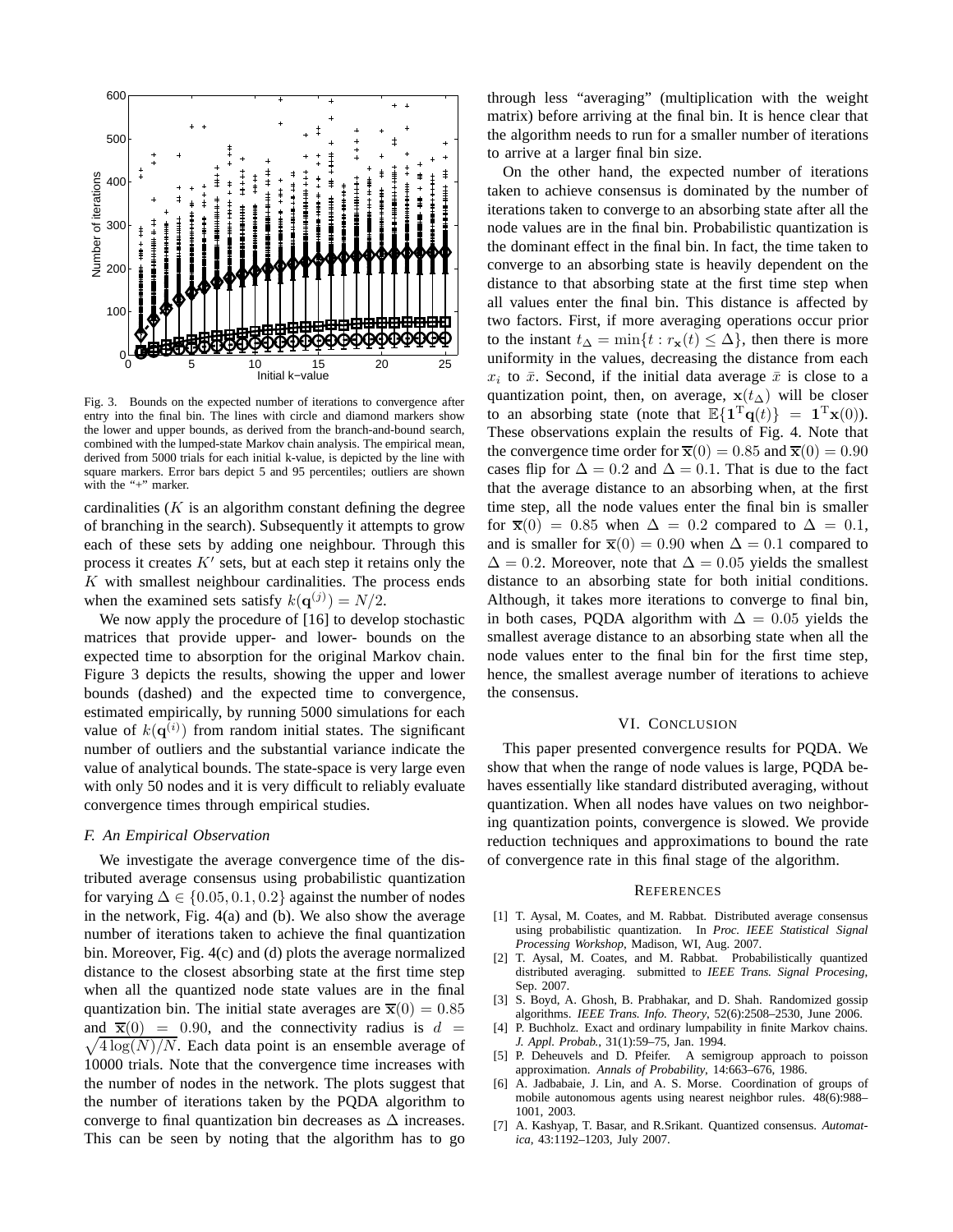Fig. 3. Bounds on the expected number of iterations to convergence after entry into the final bin. The lines with circle and diamond markers show the lower and upper bounds, as derived from the branch-and-bound search, combined with the lumped-state Markov chain analysis. The empirical mean, derived from 5000 trials for each initial k-value, is depicted by the line with square markers. Error bars depict 5 and 95 percentiles; outliers are shown with the "+" marker.

cardinalities ($K$ is an algorithm constant defining the degree of branching in the search). Subsequently it attempts to grow each of these sets by adding one neighbour. Through this process it creates $K'$ sets, but at each step it retains only the $K$ with smallest neighbour cardinalities. The process ends when the examined sets satisfy $k(\mathbf{q}^{(j)}) = N/2$.

We now apply the procedure of [16] to develop stochastic matrices that provide upper- and lower- bounds on the expected time to absorption for the original Markov chain. Figure 3 depicts the results, showing the upper and lower bounds (dashed) and the expected time to convergence, estimated empirically, by running 5000 simulations for each value of $k(\mathbf{q}^{(i)})$ from random initial states. The significant number of outliers and the substantial variance indicate the value of analytical bounds. The state-space is very large even with only 50 nodes and it is very difficult to reliably evaluate convergence times through empirical studies.

### F. An Empirical Observation

We investigate the average convergence time of the distributed average consensus using probabilistic quantization for varying $\Delta \in \{0.05, 0.1, 0.2\}$ against the number of nodes in the network, Fig. 4(a) and (b). We also show the average number of iterations taken to achieve the final quantization bin. Moreover, Fig. 4(c) and (d) plots the average normalized distance to the closest absorbing state at the first time step when all the quantized node state values are in the final quantization bin. The initial state averages are $\overline{\mathbf{x}}(0) = 0.85$ and $\overline{\mathbf{x}}(0) = 0.90$, and the connectivity radius is $d = \sqrt{4\log(N)/N}$. Each data point is an ensemble average of 10000 trials. Note that the convergence time increases with the number of nodes in the network. The plots suggest that the number of iterations taken by the PQDA algorithm to converge to final quantization bin decreases as $\Delta$ increases. This can be seen by noting that the algorithm has to go through less "averaging" (multiplication with the weight matrix) before arriving at the final bin. It is hence clear that the algorithm needs to run for a smaller number of iterations to arrive at a larger final bin size.

On the other hand, the expected number of iterations taken to achieve consensus is dominated by the number of iterations taken to converge to an absorbing state after all the node values are in the final bin. Probabilistic quantization is the dominant effect in the final bin. In fact, the time taken to converge to an absorbing state is heavily dependent on the distance to that absorbing state at the first time step when all values enter the final bin. This distance is affected by two factors. First, if more averaging operations occur prior to the instant $t_\Delta = \min\{t : r_{\mathbf{x}}(t) \leq \Delta\}$, then there is more uniformity in the values, decreasing the distance from each $x_i$ to $\bar{x}$. Second, if the initial data average $\bar{x}$ is close to a quantization point, then, on average, $\mathbf{x}(t_\Delta)$ will be closer to an absorbing state (note that $\mathbb{E}\{\mathbf{1}^T\mathbf{q}(t)\} = \mathbf{1}^T\mathbf{x}(0)$). These observations explain the results of Fig. 4. Note that the convergence time order for $\overline{\mathbf{x}}(0) = 0.85$ and $\overline{\mathbf{x}}(0) = 0.90$ cases flip for $\Delta = 0.2$ and $\Delta = 0.1$. That is due to the fact that the average distance to an absorbing when, at the first time step, all the node values enter the final bin is smaller for $\overline{\mathbf{x}}(0) = 0.85$ when $\Delta = 0.2$ compared to $\Delta = 0.1$, and is smaller for $\overline{\mathbf{x}}(0) = 0.90$ when $\Delta = 0.1$ compared to $\Delta = 0.2$. Moreover, note that $\Delta = 0.05$ yields the smallest distance to an absorbing state for both initial conditions. Although, it takes more iterations to converge to final bin, in both cases, PQDA algorithm with $\Delta = 0.05$ yields the smallest average distance to an absorbing state when all the node values enter to the final bin for the first time step, hence, the smallest average number of iterations to achieve the consensus.

## VI. Conclusion

This paper presented convergence results for PQDA. We show that when the range of node values is large, PQDA behaves essentially like standard distributed averaging, without quantization. When all nodes have values on two neighboring quantization points, convergence is slowed. We provide reduction techniques and approximations to bound the rate of convergence rate in this final stage of the algorithm.

## References

[1] T. Aysal, M. Coates, and M. Rabbat. Distributed average consensus using probabilistic quantization. In *Proc. IEEE Statistical Signal Processing Workshop*, Madison, WI, Aug. 2007.

[2] T. Aysal, M. Coates, and M. Rabbat. Probabilistically quantized distributed averaging. submitted to *IEEE Trans. Signal Procesing*, Sep. 2007.

[3] S. Boyd, A. Ghosh, B. Prabhakar, and D. Shah. Randomized gossip algorithms. *IEEE Trans. Info. Theory*, 52(6):2508–2530, June 2006.

[4] P. Buchholz. Exact and ordinary lumpability in finite Markov chains. *J. Appl. Probab.*, 31(1):59–75, Jan. 1994.

[5] P. Deheuvels and D. Pfeifer. A semigroup approach to poisson approximation. *Annals of Probability*, 14:663–676, 1986.

[6] A. Jadbabaie, J. Lin, and A. S. Morse. Coordination of groups of mobile autonomous agents using nearest neighbor rules. 48(6):988–1001, 2003.

[7] A. Kashyap, T. Basar, and R.Srikant. Quantized consensus. *Automatica*, 43:1192–1203, July 2007.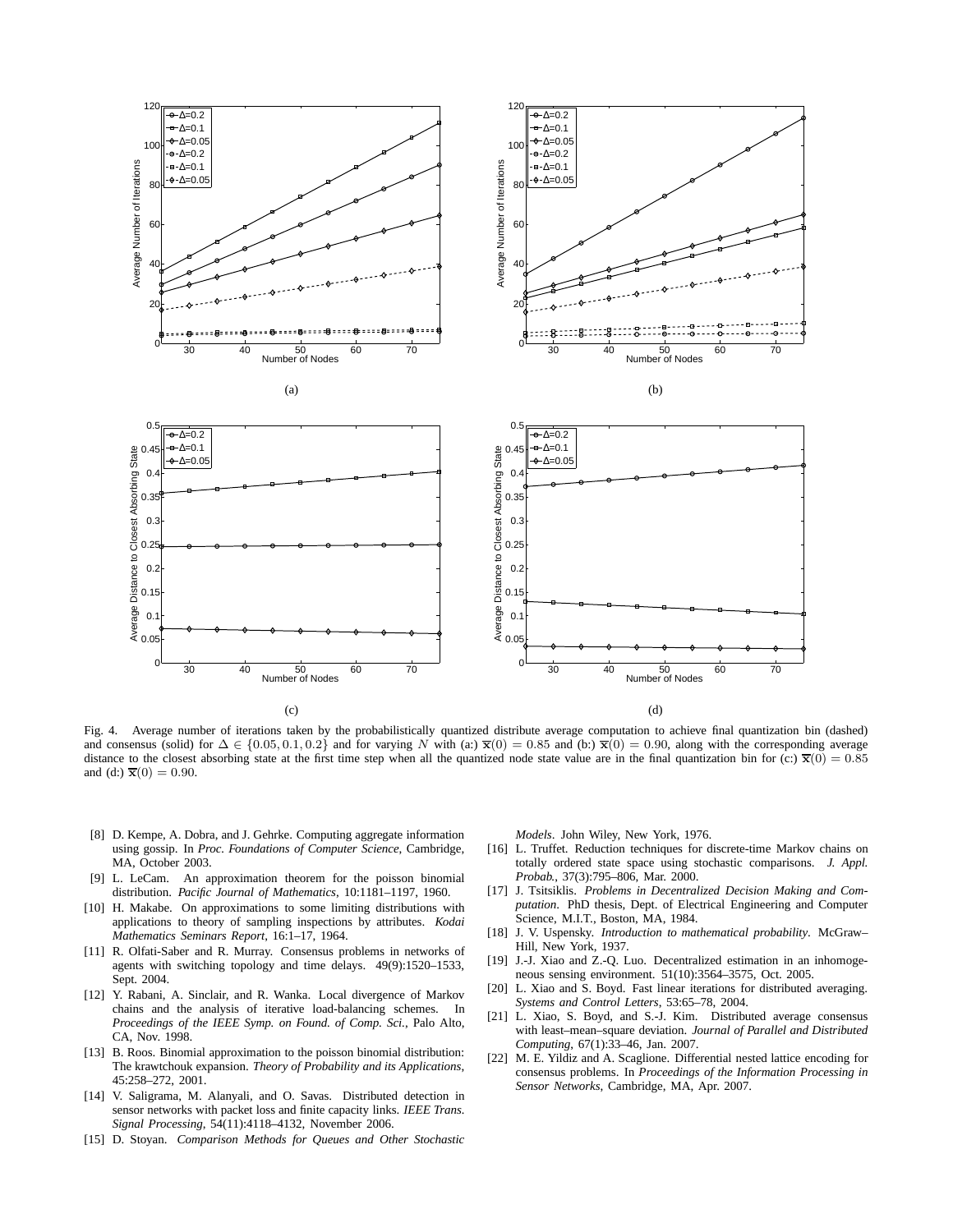120
100
80
60
40
20
0
Average Number of Iterations
Number of Nodes
30 40 50 60 70
Δ=0.2
Δ=0.1
Δ=0.05
Δ=0.2
Δ=0.1
Δ=0.05

(a)

120
100
80
60
40
20
0
Average Number of Iterations
Number of Nodes
30 40 50 60 70
Δ=0.2
Δ=0.1
Δ=0.05
Δ=0.2
Δ=0.1
Δ=0.05

(b)

0.5
0.45
0.4
0.35
0.3
0.25
0.2
0.15
0.1
0.05
0
Average Distance to Closest Absorbing State
Number of Nodes
30 40 50 60 70
Δ=0.2
Δ=0.1
Δ=0.05

(c)

0.5
0.45
0.4
0.35
0.3
0.25
0.2
0.15
0.1
0.05
0
Average Distance to Closest Absorbing State
Number of Nodes
30 40 50 60 70
Δ=0.2
Δ=0.1
Δ=0.05

(d)

Fig. 4. Average number of iterations taken by the probabilistically quantized distribute average computation to achieve final quantization bin (dashed) and consensus (solid) for $\Delta \in \{0.05, 0.1, 0.2\}$ and for varying $N$ with (a:) $\overline{\mathbf{x}}(0) = 0.85$ and (b:) $\overline{\mathbf{x}}(0) = 0.90$, along with the corresponding average distance to the closest absorbing state at the first time step when all the quantized node state value are in the final quantization bin for (c:) $\overline{\mathbf{x}}(0) = 0.85$ and (d:) $\overline{\mathbf{x}}(0) = 0.90$.

[8] D. Kempe, A. Dobra, and J. Gehrke. Computing aggregate information using gossip. In *Proc. Foundations of Computer Science*, Cambridge, MA, October 2003.

[9] L. LeCam. An approximation theorem for the poisson binomial distribution. *Pacific Journal of Mathematics*, 10:1181–1197, 1960.

[10] H. Makabe. On approximations to some limiting distributions with applications to theory of sampling inspections by attributes. *Kodai Mathematics Seminars Report*, 16:1–17, 1964.

[11] R. Olfati-Saber and R. Murray. Consensus problems in networks of agents with switching topology and time delays. 49(9):1520–1533, Sept. 2004.

[12] Y. Rabani, A. Sinclair, and R. Wanka. Local divergence of Markov chains and the analysis of iterative load-balancing schemes. In *Proceedings of the IEEE Symp. on Found. of Comp. Sci.*, Palo Alto, CA, Nov. 1998.

[13] B. Roos. Binomial approximation to the poisson binomial distribution: The krawtchouk expansion. *Theory of Probability and its Applications*, 45:258–272, 2001.

[14] V. Saligrama, M. Alanyali, and O. Savas. Distributed detection in sensor networks with packet loss and finite capacity links. *IEEE Trans. Signal Processing*, 54(11):4118–4132, November 2006.

[15] D. Stoyan. *Comparison Methods for Queues and Other Stochastic Models*. John Wiley, New York, 1976.

[16] L. Truffet. Reduction techniques for discrete-time Markov chains on totally ordered state space using stochastic comparisons. *J. Appl. Probab.*, 37(3):795–806, Mar. 2000.

[17] J. Tsitsiklis. *Problems in Decentralized Decision Making and Computation*. PhD thesis, Dept. of Electrical Engineering and Computer Science, M.I.T., Boston, MA, 1984.

[18] J. V. Uspensky. *Introduction to mathematical probability*. McGraw–Hill, New York, 1937.

[19] J.-J. Xiao and Z.-Q. Luo. Decentralized estimation in an inhomogeneous sensing environment. 51(10):3564–3575, Oct. 2005.

[20] L. Xiao and S. Boyd. Fast linear iterations for distributed averaging. *Systems and Control Letters*, 53:65–78, 2004.

[21] L. Xiao, S. Boyd, and S.-J. Kim. Distributed average consensus with least–mean–square deviation. *Journal of Parallel and Distributed Computing*, 67(1):33–46, Jan. 2007.

[22] M. E. Yildiz and A. Scaglione. Differential nested lattice encoding for consensus problems. In *Proceedings of the Information Processing in Sensor Networks*, Cambridge, MA, Apr. 2007.